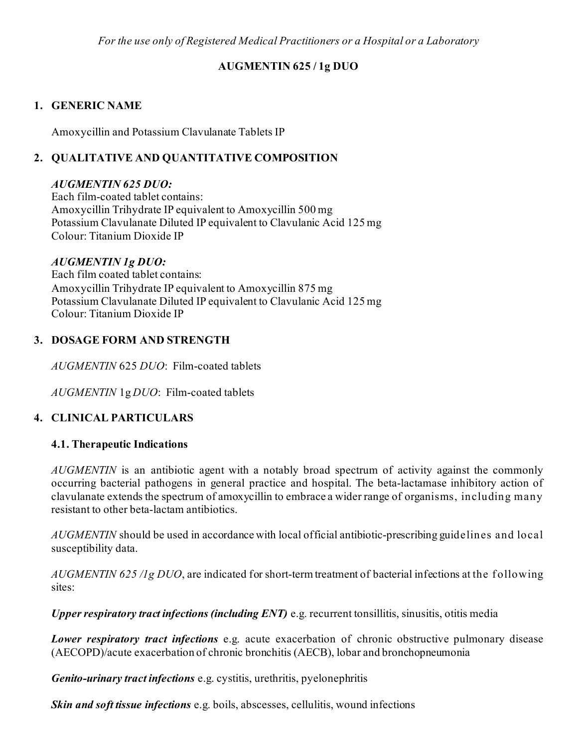*For the use only of Registered Medical Practitioners or a Hospital or a Laboratory*

# AUGMENTIN 625 / 1g DUO

## 1. GENERIC NAME

Amoxycillin and Potassium Clavulanate Tablets IP

## 2. QUALITATIVE AND QUANTITATIVE COMPOSITION

***AUGMENTIN 625 DUO:***
Each film-coated tablet contains:
Amoxycillin Trihydrate IP equivalent to Amoxycillin 500 mg
Potassium Clavulanate Diluted IP equivalent to Clavulanic Acid 125 mg
Colour: Titanium Dioxide IP

***AUGMENTIN 1g DUO:***
Each film coated tablet contains:
Amoxycillin Trihydrate IP equivalent to Amoxycillin 875 mg
Potassium Clavulanate Diluted IP equivalent to Clavulanic Acid 125 mg
Colour: Titanium Dioxide IP

## 3. DOSAGE FORM AND STRENGTH

*AUGMENTIN* 625 *DUO*: Film-coated tablets

*AUGMENTIN* 1g *DUO*: Film-coated tablets

## 4. CLINICAL PARTICULARS

### 4.1. Therapeutic Indications

*AUGMENTIN* is an antibiotic agent with a notably broad spectrum of activity against the commonly occurring bacterial pathogens in general practice and hospital. The beta-lactamase inhibitory action of clavulanate extends the spectrum of amoxycillin to embrace a wider range of organisms, including many resistant to other beta-lactam antibiotics.

*AUGMENTIN* should be used in accordance with local official antibiotic-prescribing guidelines and local susceptibility data.

*AUGMENTIN 625 /1g DUO*, are indicated for short-term treatment of bacterial infections at the following sites:

***Upper respiratory tract infections (including ENT)*** e.g. recurrent tonsillitis, sinusitis, otitis media

***Lower respiratory tract infections*** e.g. acute exacerbation of chronic obstructive pulmonary disease (AECOPD)/acute exacerbation of chronic bronchitis (AECB), lobar and bronchopneumonia

***Genito-urinary tract infections*** e.g. cystitis, urethritis, pyelonephritis

***Skin and soft tissue infections*** e.g. boils, abscesses, cellulitis, wound infections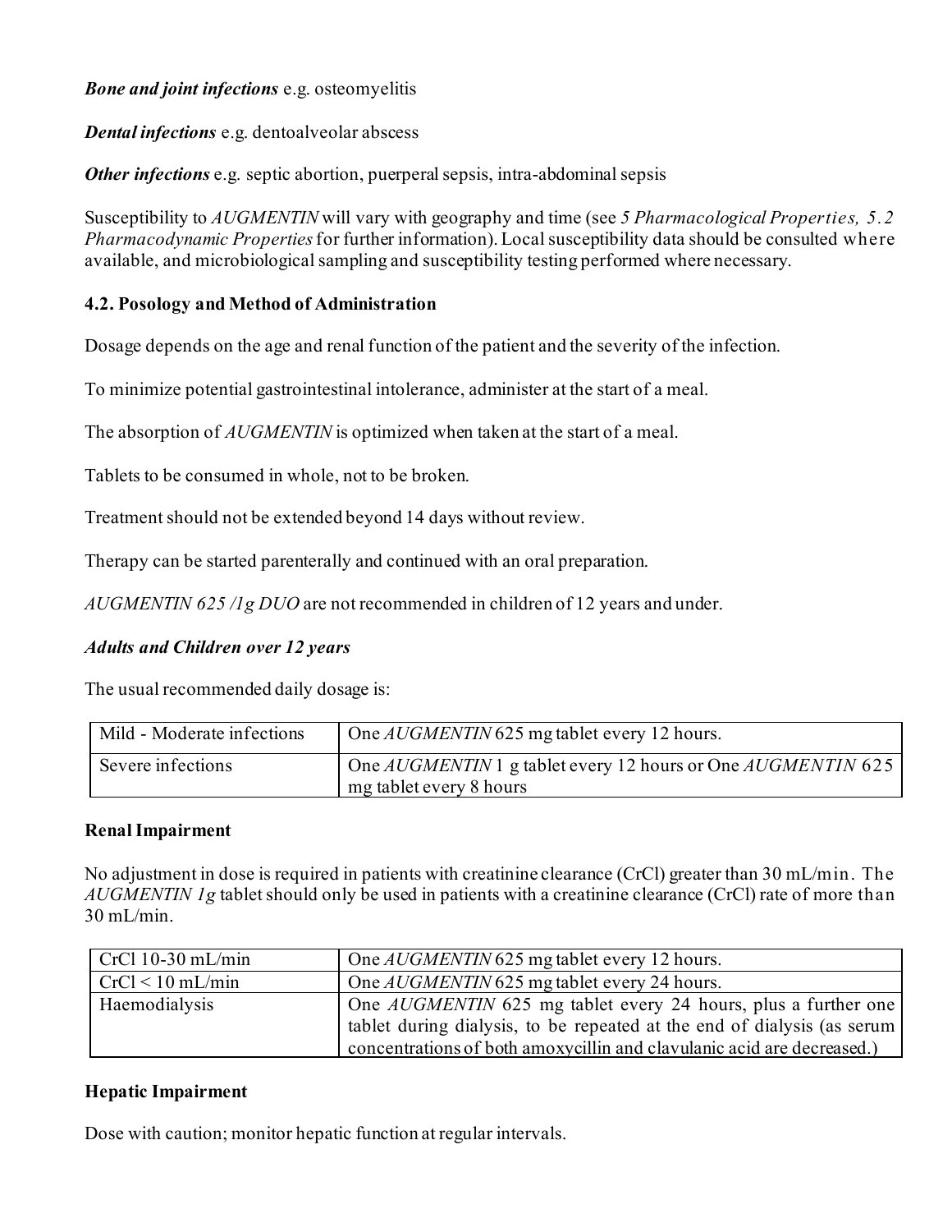***Bone and joint infections*** e.g. osteomyelitis

***Dental infections*** e.g. dentoalveolar abscess

***Other infections*** e.g. septic abortion, puerperal sepsis, intra-abdominal sepsis

Susceptibility to *AUGMENTIN* will vary with geography and time (see *5 Pharmacological Properties, 5.2 Pharmacodynamic Properties* for further information). Local susceptibility data should be consulted where available, and microbiological sampling and susceptibility testing performed where necessary.

### 4.2. Posology and Method of Administration

Dosage depends on the age and renal function of the patient and the severity of the infection.

To minimize potential gastrointestinal intolerance, administer at the start of a meal.

The absorption of *AUGMENTIN* is optimized when taken at the start of a meal.

Tablets to be consumed in whole, not to be broken.

Treatment should not be extended beyond 14 days without review.

Therapy can be started parenterally and continued with an oral preparation.

*AUGMENTIN 625 /1g DUO* are not recommended in children of 12 years and under.

***Adults and Children over 12 years***

The usual recommended daily dosage is:

| | |
|---|---|
| Mild - Moderate infections | One *AUGMENTIN* 625 mg tablet every 12 hours. |
| Severe infections | One *AUGMENTIN* 1 g tablet every 12 hours or One *AUGMENTIN* 625 mg tablet every 8 hours |

**Renal Impairment**

No adjustment in dose is required in patients with creatinine clearance (CrCl) greater than 30 mL/min. The *AUGMENTIN 1g* tablet should only be used in patients with a creatinine clearance (CrCl) rate of more than 30 mL/min.

| | |
|---|---|
| CrCl 10-30 mL/min | One *AUGMENTIN* 625 mg tablet every 12 hours. |
| CrCl < 10 mL/min | One *AUGMENTIN* 625 mg tablet every 24 hours. |
| Haemodialysis | One *AUGMENTIN* 625 mg tablet every 24 hours, plus a further one tablet during dialysis, to be repeated at the end of dialysis (as serum concentrations of both amoxycillin and clavulanic acid are decreased.) |

**Hepatic Impairment**

Dose with caution; monitor hepatic function at regular intervals.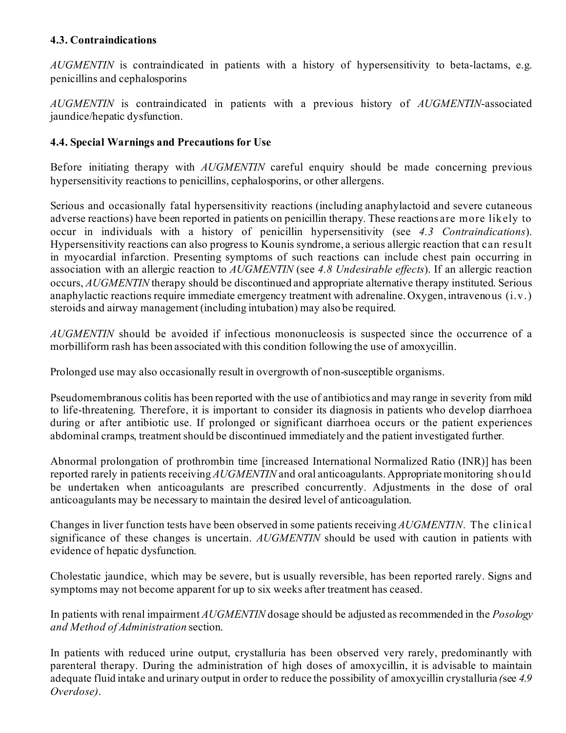### 4.3. Contraindications

*AUGMENTIN* is contraindicated in patients with a history of hypersensitivity to beta-lactams, e.g. penicillins and cephalosporins

*AUGMENTIN* is contraindicated in patients with a previous history of *AUGMENTIN*-associated jaundice/hepatic dysfunction.

### 4.4. Special Warnings and Precautions for Use

Before initiating therapy with *AUGMENTIN* careful enquiry should be made concerning previous hypersensitivity reactions to penicillins, cephalosporins, or other allergens.

Serious and occasionally fatal hypersensitivity reactions (including anaphylactoid and severe cutaneous adverse reactions) have been reported in patients on penicillin therapy. These reactions are more likely to occur in individuals with a history of penicillin hypersensitivity (see *4.3 Contraindications*). Hypersensitivity reactions can also progress to Kounis syndrome, a serious allergic reaction that can result in myocardial infarction. Presenting symptoms of such reactions can include chest pain occurring in association with an allergic reaction to *AUGMENTIN* (see *4.8 Undesirable effects*). If an allergic reaction occurs, *AUGMENTIN* therapy should be discontinued and appropriate alternative therapy instituted. Serious anaphylactic reactions require immediate emergency treatment with adrenaline. Oxygen, intravenous (i.v.) steroids and airway management (including intubation) may also be required.

*AUGMENTIN* should be avoided if infectious mononucleosis is suspected since the occurrence of a morbilliform rash has been associated with this condition following the use of amoxycillin.

Prolonged use may also occasionally result in overgrowth of non-susceptible organisms.

Pseudomembranous colitis has been reported with the use of antibiotics and may range in severity from mild to life-threatening. Therefore, it is important to consider its diagnosis in patients who develop diarrhoea during or after antibiotic use. If prolonged or significant diarrhoea occurs or the patient experiences abdominal cramps, treatment should be discontinued immediately and the patient investigated further.

Abnormal prolongation of prothrombin time [increased International Normalized Ratio (INR)] has been reported rarely in patients receiving *AUGMENTIN* and oral anticoagulants. Appropriate monitoring should be undertaken when anticoagulants are prescribed concurrently. Adjustments in the dose of oral anticoagulants may be necessary to maintain the desired level of anticoagulation.

Changes in liver function tests have been observed in some patients receiving *AUGMENTIN*. The clinical significance of these changes is uncertain. *AUGMENTIN* should be used with caution in patients with evidence of hepatic dysfunction.

Cholestatic jaundice, which may be severe, but is usually reversible, has been reported rarely. Signs and symptoms may not become apparent for up to six weeks after treatment has ceased.

In patients with renal impairment *AUGMENTIN* dosage should be adjusted as recommended in the *Posology and Method of Administration* section.

In patients with reduced urine output, crystalluria has been observed very rarely, predominantly with parenteral therapy. During the administration of high doses of amoxycillin, it is advisable to maintain adequate fluid intake and urinary output in order to reduce the possibility of amoxycillin crystalluria (see *4.9 Overdose)*.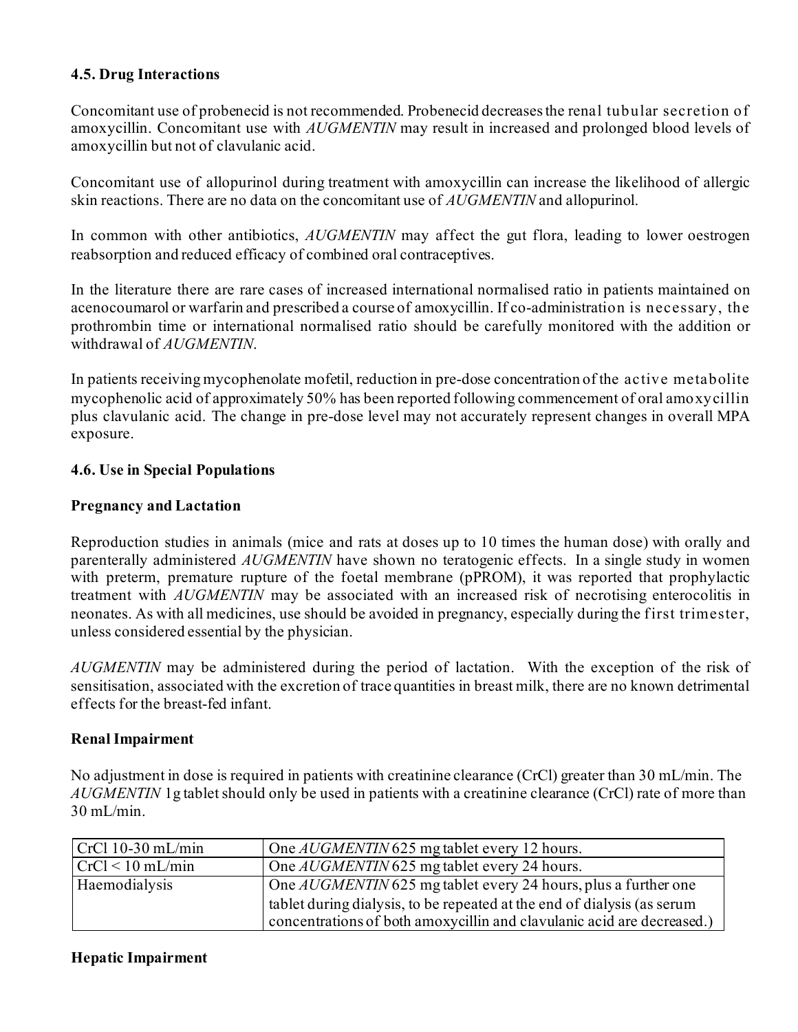### 4.5. Drug Interactions

Concomitant use of probenecid is not recommended. Probenecid decreases the renal tubular secretion of amoxycillin. Concomitant use with *AUGMENTIN* may result in increased and prolonged blood levels of amoxycillin but not of clavulanic acid.

Concomitant use of allopurinol during treatment with amoxycillin can increase the likelihood of allergic skin reactions. There are no data on the concomitant use of *AUGMENTIN* and allopurinol.

In common with other antibiotics, *AUGMENTIN* may affect the gut flora, leading to lower oestrogen reabsorption and reduced efficacy of combined oral contraceptives.

In the literature there are rare cases of increased international normalised ratio in patients maintained on acenocoumarol or warfarin and prescribed a course of amoxycillin. If co-administration is necessary, the prothrombin time or international normalised ratio should be carefully monitored with the addition or withdrawal of *AUGMENTIN*.

In patients receiving mycophenolate mofetil, reduction in pre-dose concentration of the active metabolite mycophenolic acid of approximately 50% has been reported following commencement of oral amoxycillin plus clavulanic acid. The change in pre-dose level may not accurately represent changes in overall MPA exposure.

### 4.6. Use in Special Populations

**Pregnancy and Lactation**

Reproduction studies in animals (mice and rats at doses up to 10 times the human dose) with orally and parenterally administered *AUGMENTIN* have shown no teratogenic effects. In a single study in women with preterm, premature rupture of the foetal membrane (pPROM), it was reported that prophylactic treatment with *AUGMENTIN* may be associated with an increased risk of necrotising enterocolitis in neonates. As with all medicines, use should be avoided in pregnancy, especially during the first trimester, unless considered essential by the physician.

*AUGMENTIN* may be administered during the period of lactation. With the exception of the risk of sensitisation, associated with the excretion of trace quantities in breast milk, there are no known detrimental effects for the breast-fed infant.

**Renal Impairment**

No adjustment in dose is required in patients with creatinine clearance (CrCl) greater than 30 mL/min. The *AUGMENTIN* 1g tablet should only be used in patients with a creatinine clearance (CrCl) rate of more than 30 mL/min.

| | |
|---|---|
| CrCl 10-30 mL/min | One *AUGMENTIN* 625 mg tablet every 12 hours. |
| CrCl < 10 mL/min | One *AUGMENTIN* 625 mg tablet every 24 hours. |
| Haemodialysis | One *AUGMENTIN* 625 mg tablet every 24 hours, plus a further one tablet during dialysis, to be repeated at the end of dialysis (as serum concentrations of both amoxycillin and clavulanic acid are decreased.) |

**Hepatic Impairment**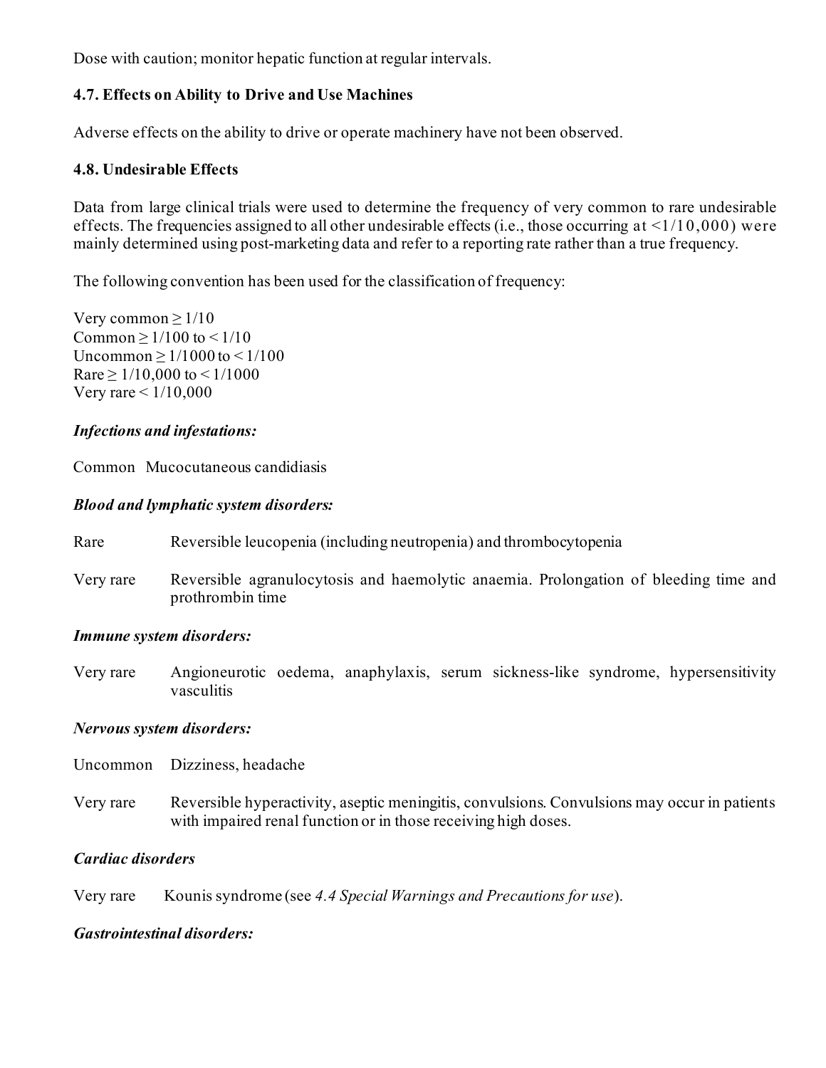Dose with caution; monitor hepatic function at regular intervals.

### 4.7. Effects on Ability to Drive and Use Machines

Adverse effects on the ability to drive or operate machinery have not been observed.

### 4.8. Undesirable Effects

Data from large clinical trials were used to determine the frequency of very common to rare undesirable effects. The frequencies assigned to all other undesirable effects (i.e., those occurring at <1/10,000) were mainly determined using post-marketing data and refer to a reporting rate rather than a true frequency.

The following convention has been used for the classification of frequency:

Very common ≥ 1/10
Common ≥ 1/100 to < 1/10
Uncommon ≥ 1/1000 to < 1/100
Rare ≥ 1/10,000 to < 1/1000
Very rare < 1/10,000

***Infections and infestations:***

Common Mucocutaneous candidiasis

***Blood and lymphatic system disorders:***

Rare Reversible leucopenia (including neutropenia) and thrombocytopenia

Very rare Reversible agranulocytosis and haemolytic anaemia. Prolongation of bleeding time and prothrombin time

***Immune system disorders:***

Very rare Angioneurotic oedema, anaphylaxis, serum sickness-like syndrome, hypersensitivity vasculitis

***Nervous system disorders:***

Uncommon Dizziness, headache

Very rare Reversible hyperactivity, aseptic meningitis, convulsions. Convulsions may occur in patients with impaired renal function or in those receiving high doses.

***Cardiac disorders***

Very rare Kounis syndrome (see *4.4 Special Warnings and Precautions for use*).

***Gastrointestinal disorders:***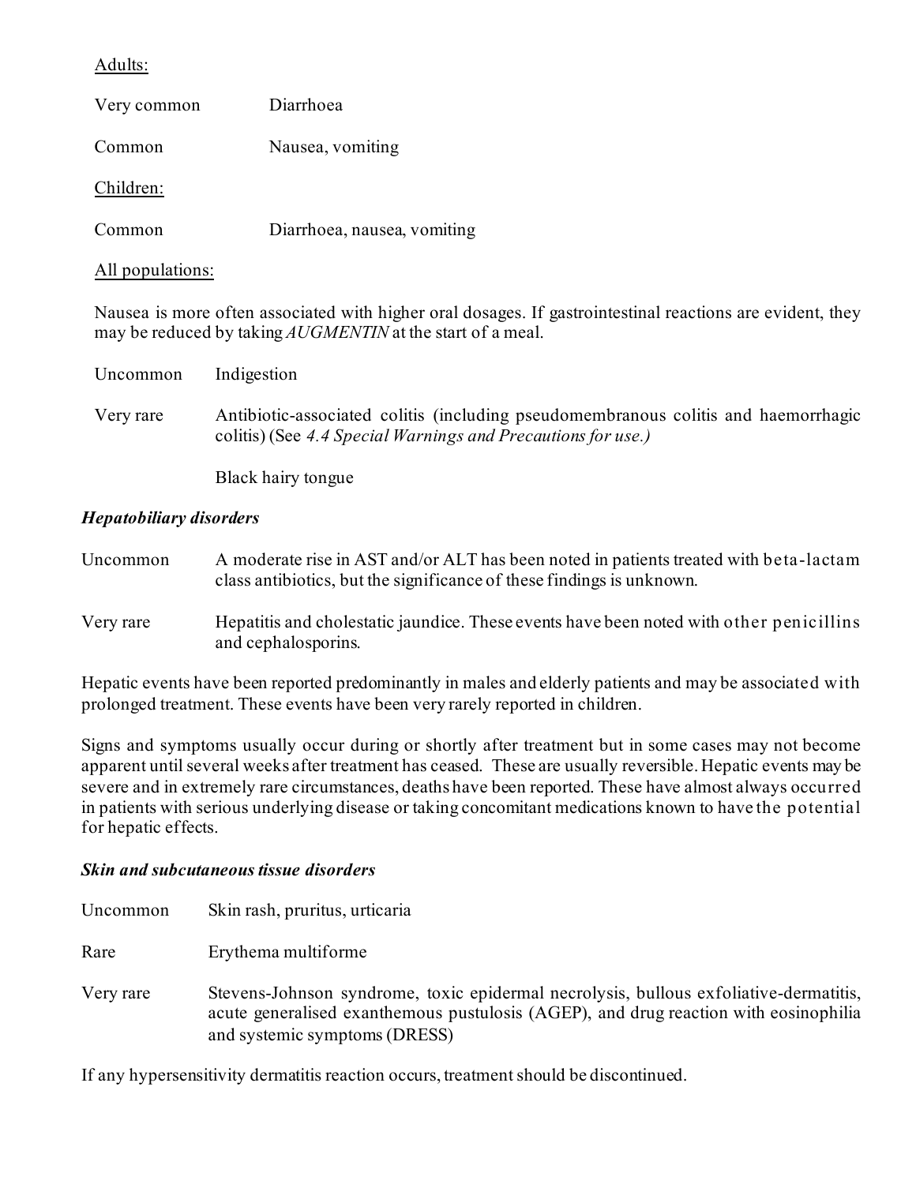Adults:

| | |
|---|---|
| Very common | Diarrhoea |
| Common | Nausea, vomiting |

Children:

| | |
|---|---|
| Common | Diarrhoea, nausea, vomiting |

All populations:

Nausea is more often associated with higher oral dosages. If gastrointestinal reactions are evident, they may be reduced by taking *AUGMENTIN* at the start of a meal.

| | |
|---|---|
| Uncommon | Indigestion |
| Very rare | Antibiotic-associated colitis (including pseudomembranous colitis and haemorrhagic colitis) (See *4.4 Special Warnings and Precautions for use.)* |
| | Black hairy tongue |

***Hepatobiliary disorders***

| | |
|---|---|
| Uncommon | A moderate rise in AST and/or ALT has been noted in patients treated with beta-lactam class antibiotics, but the significance of these findings is unknown. |
| Very rare | Hepatitis and cholestatic jaundice. These events have been noted with other penicillins and cephalosporins. |

Hepatic events have been reported predominantly in males and elderly patients and may be associated with prolonged treatment. These events have been very rarely reported in children.

Signs and symptoms usually occur during or shortly after treatment but in some cases may not become apparent until several weeks after treatment has ceased. These are usually reversible. Hepatic events may be severe and in extremely rare circumstances, deaths have been reported. These have almost always occurred in patients with serious underlying disease or taking concomitant medications known to have the potential for hepatic effects.

***Skin and subcutaneous tissue disorders***

| | |
|---|---|
| Uncommon | Skin rash, pruritus, urticaria |
| Rare | Erythema multiforme |
| Very rare | Stevens-Johnson syndrome, toxic epidermal necrolysis, bullous exfoliative-dermatitis, acute generalised exanthemous pustulosis (AGEP), and drug reaction with eosinophilia and systemic symptoms (DRESS) |

If any hypersensitivity dermatitis reaction occurs, treatment should be discontinued.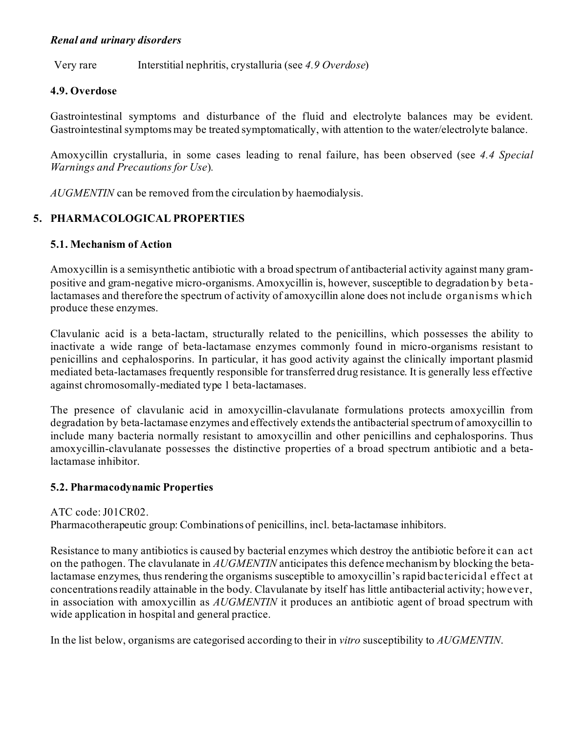***Renal and urinary disorders***

| | |
|---|---|
| Very rare | Interstitial nephritis, crystalluria (see *4.9 Overdose*) |

### 4.9. Overdose

Gastrointestinal symptoms and disturbance of the fluid and electrolyte balances may be evident. Gastrointestinal symptoms may be treated symptomatically, with attention to the water/electrolyte balance.

Amoxycillin crystalluria, in some cases leading to renal failure, has been observed (see *4.4 Special Warnings and Precautions for Use*).

*AUGMENTIN* can be removed from the circulation by haemodialysis.

## 5. PHARMACOLOGICAL PROPERTIES

### 5.1. Mechanism of Action

Amoxycillin is a semisynthetic antibiotic with a broad spectrum of antibacterial activity against many gram-positive and gram-negative micro-organisms. Amoxycillin is, however, susceptible to degradation by beta-lactamases and therefore the spectrum of activity of amoxycillin alone does not include organisms which produce these enzymes.

Clavulanic acid is a beta-lactam, structurally related to the penicillins, which possesses the ability to inactivate a wide range of beta-lactamase enzymes commonly found in micro-organisms resistant to penicillins and cephalosporins. In particular, it has good activity against the clinically important plasmid mediated beta-lactamases frequently responsible for transferred drug resistance. It is generally less effective against chromosomally-mediated type 1 beta-lactamases.

The presence of clavulanic acid in amoxycillin-clavulanate formulations protects amoxycillin from degradation by beta-lactamase enzymes and effectively extends the antibacterial spectrum of amoxycillin to include many bacteria normally resistant to amoxycillin and other penicillins and cephalosporins. Thus amoxycillin-clavulanate possesses the distinctive properties of a broad spectrum antibiotic and a beta-lactamase inhibitor.

### 5.2. Pharmacodynamic Properties

ATC code: J01CR02.
Pharmacotherapeutic group: Combinations of penicillins, incl. beta-lactamase inhibitors.

Resistance to many antibiotics is caused by bacterial enzymes which destroy the antibiotic before it can act on the pathogen. The clavulanate in *AUGMENTIN* anticipates this defence mechanism by blocking the beta-lactamase enzymes, thus rendering the organisms susceptible to amoxycillin's rapid bactericidal effect at concentrations readily attainable in the body. Clavulanate by itself has little antibacterial activity; however, in association with amoxycillin as *AUGMENTIN* it produces an antibiotic agent of broad spectrum with wide application in hospital and general practice.

In the list below, organisms are categorised according to their in *vitro* susceptibility to *AUGMENTIN*.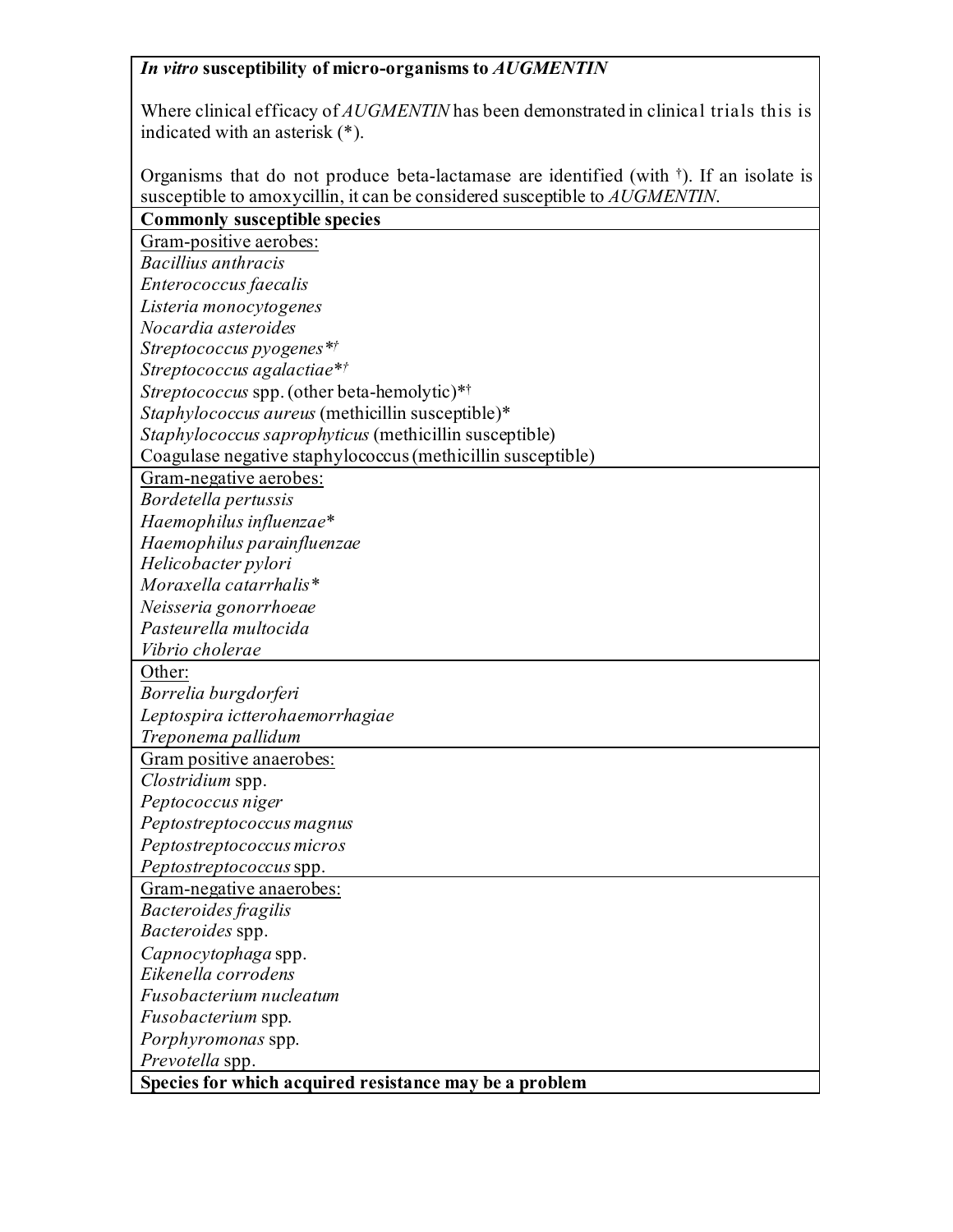| *In vitro* susceptibility of micro-organisms to *AUGMENTIN*<br><br>Where clinical efficacy of *AUGMENTIN* has been demonstrated in clinical trials this is indicated with an asterisk (*).<br><br>Organisms that do not produce beta-lactamase are identified (with †). If an isolate is susceptible to amoxycillin, it can be considered susceptible to *AUGMENTIN*. |
|---|
| **Commonly susceptible species** |
| Gram-positive aerobes:<br>*Bacillius anthracis*<br>*Enterococcus faecalis*<br>*Listeria monocytogenes*<br>*Nocardia asteroides*<br>*Streptococcus pyogenes**†<br>*Streptococcus agalactiae**†<br>*Streptococcus* spp. (other beta-hemolytic)*†<br>*Staphylococcus aureus* (methicillin susceptible)*<br>*Staphylococcus saprophyticus* (methicillin susceptible)<br>Coagulase negative staphylococcus (methicillin susceptible) |
| Gram-negative aerobes:<br>*Bordetella pertussis*<br>*Haemophilus influenzae**<br>*Haemophilus parainfluenzae*<br>*Helicobacter pylori*<br>*Moraxella catarrhalis**<br>*Neisseria gonorrhoeae*<br>*Pasteurella multocida*<br>*Vibrio cholerae* |
| Other:<br>*Borrelia burgdorferi*<br>*Leptospira ictterohaemorrhagiae*<br>*Treponema pallidum* |
| Gram positive anaerobes:<br>*Clostridium* spp.<br>*Peptococcus niger*<br>*Peptostreptococcus magnus*<br>*Peptostreptococcus micros*<br>*Peptostreptococcus* spp. |
| Gram-negative anaerobes:<br>*Bacteroides fragilis*<br>*Bacteroides* spp.<br>*Capnocytophaga* spp.<br>*Eikenella corrodens*<br>*Fusobacterium nucleatum*<br>*Fusobacterium* spp.<br>*Porphyromonas* spp.<br>*Prevotella* spp. |
| **Species for which acquired resistance may be a problem** |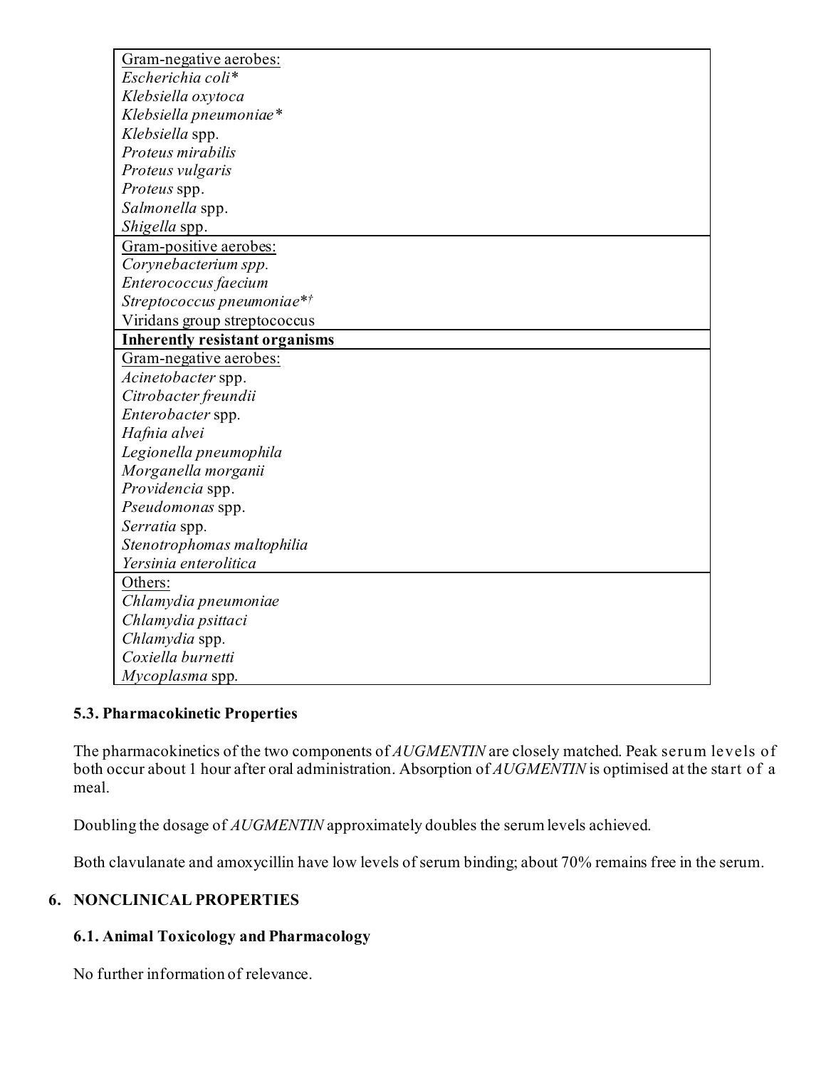| Gram-negative aerobes: |
|---|
| *Escherichia coli** |
| *Klebsiella oxytoca* |
| *Klebsiella pneumoniae** |
| *Klebsiella* spp. |
| *Proteus mirabilis* |
| *Proteus vulgaris* |
| *Proteus* spp. |
| *Salmonella* spp. |
| *Shigella* spp. |
| Gram-positive aerobes: |
| *Corynebacterium spp.* |
| *Enterococcus faecium* |
| *Streptococcus pneumoniae*†* |
| Viridans group streptococcus |
| **Inherently resistant organisms** |
| Gram-negative aerobes: |
| *Acinetobacter* spp. |
| *Citrobacter freundii* |
| *Enterobacter* spp. |
| *Hafnia alvei* |
| *Legionella pneumophila* |
| *Morganella morganii* |
| *Providencia* spp. |
| *Pseudomonas* spp. |
| *Serratia* spp. |
| *Stenotrophomas maltophilia* |
| *Yersinia enterolitica* |
| Others: |
| *Chlamydia pneumoniae* |
| *Chlamydia psittaci* |
| *Chlamydia* spp. |
| *Coxiella burnetti* |
| *Mycoplasma* spp. |

### 5.3. Pharmacokinetic Properties

The pharmacokinetics of the two components of *AUGMENTIN* are closely matched. Peak serum levels of both occur about 1 hour after oral administration. Absorption of *AUGMENTIN* is optimised at the start of a meal.

Doubling the dosage of *AUGMENTIN* approximately doubles the serum levels achieved.

Both clavulanate and amoxycillin have low levels of serum binding; about 70% remains free in the serum.

## 6. NONCLINICAL PROPERTIES

### 6.1. Animal Toxicology and Pharmacology

No further information of relevance.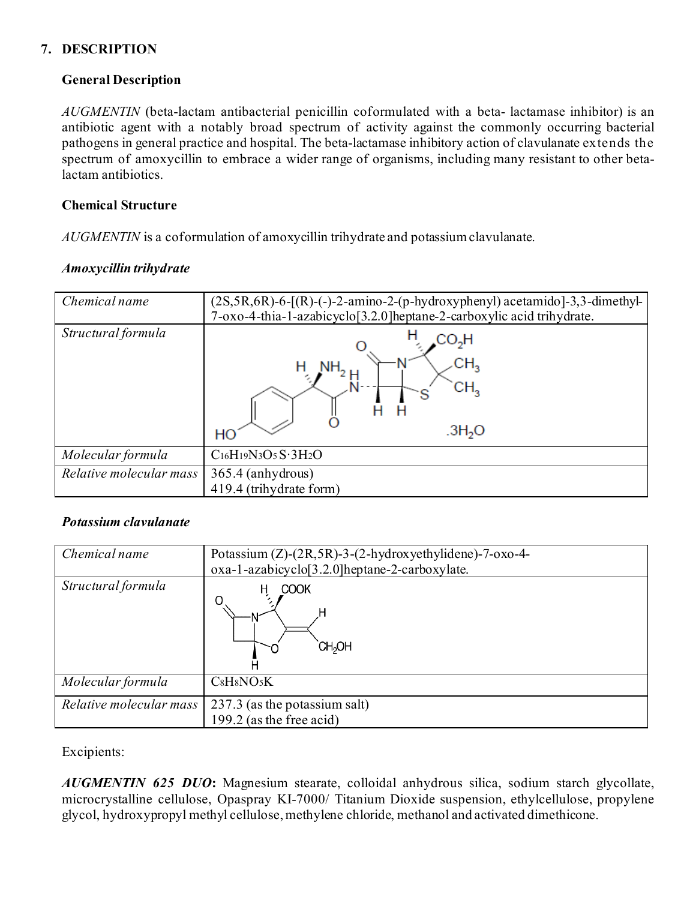## 7. DESCRIPTION

### General Description

*AUGMENTIN* (beta-lactam antibacterial penicillin coformulated with a beta- lactamase inhibitor) is an antibiotic agent with a notably broad spectrum of activity against the commonly occurring bacterial pathogens in general practice and hospital. The beta-lactamase inhibitory action of clavulanate extends the spectrum of amoxycillin to embrace a wider range of organisms, including many resistant to other beta-lactam antibiotics.

### Chemical Structure

*AUGMENTIN* is a coformulation of amoxycillin trihydrate and potassium clavulanate.

***Amoxycillin trihydrate***

| | |
|---|---|
| *Chemical name* | (2S,5R,6R)-6-[(R)-(-)-2-amino-2-(p-hydroxyphenyl) acetamido]-3,3-dimethyl-7-oxo-4-thia-1-azabicyclo[3.2.0]heptane-2-carboxylic acid trihydrate. |
| *Structural formula* | |
| *Molecular formula* | $C_{16}H_{19}N_3O_5S \cdot 3H_2O$ |
| *Relative molecular mass* | 365.4 (anhydrous)<br>419.4 (trihydrate form) |

***Potassium clavulanate***

| | |
|---|---|
| *Chemical name* | Potassium (Z)-(2R,5R)-3-(2-hydroxyethylidene)-7-oxo-4-oxa-1-azabicyclo[3.2.0]heptane-2-carboxylate. |
| *Structural formula* | |
| *Molecular formula* | $C_8H_8NO_5K$ |
| *Relative molecular mass* | 237.3 (as the potassium salt)<br>199.2 (as the free acid) |

Excipients:

***AUGMENTIN 625 DUO*:** Magnesium stearate, colloidal anhydrous silica, sodium starch glycollate, microcrystalline cellulose, Opaspray KI-7000/ Titanium Dioxide suspension, ethylcellulose, propylene glycol, hydroxypropyl methyl cellulose, methylene chloride, methanol and activated dimethicone.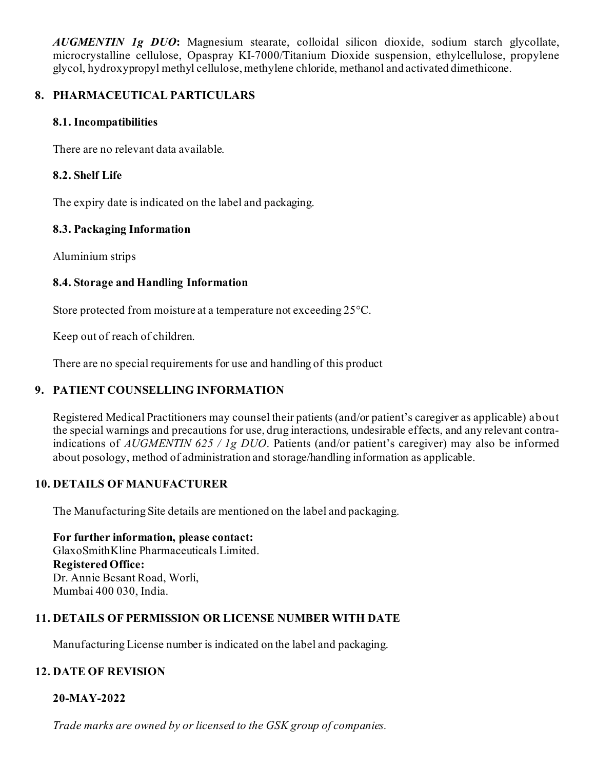***AUGMENTIN 1g DUO*:** Magnesium stearate, colloidal silicon dioxide, sodium starch glycollate, microcrystalline cellulose, Opaspray KI-7000/Titanium Dioxide suspension, ethylcellulose, propylene glycol, hydroxypropyl methyl cellulose, methylene chloride, methanol and activated dimethicone.

## 8. PHARMACEUTICAL PARTICULARS

### 8.1. Incompatibilities

There are no relevant data available.

### 8.2. Shelf Life

The expiry date is indicated on the label and packaging.

### 8.3. Packaging Information

Aluminium strips

### 8.4. Storage and Handling Information

Store protected from moisture at a temperature not exceeding 25°C.

Keep out of reach of children.

There are no special requirements for use and handling of this product

## 9. PATIENT COUNSELLING INFORMATION

Registered Medical Practitioners may counsel their patients (and/or patient's caregiver as applicable) about the special warnings and precautions for use, drug interactions, undesirable effects, and any relevant contra-indications of *AUGMENTIN 625 / 1g DUO*. Patients (and/or patient's caregiver) may also be informed about posology, method of administration and storage/handling information as applicable.

## 10. DETAILS OF MANUFACTURER

The Manufacturing Site details are mentioned on the label and packaging.

**For further information, please contact:**
GlaxoSmithKline Pharmaceuticals Limited.
**Registered Office:**
Dr. Annie Besant Road, Worli,
Mumbai 400 030, India.

## 11. DETAILS OF PERMISSION OR LICENSE NUMBER WITH DATE

Manufacturing License number is indicated on the label and packaging.

## 12. DATE OF REVISION

**20-MAY-2022**

*Trade marks are owned by or licensed to the GSK group of companies.*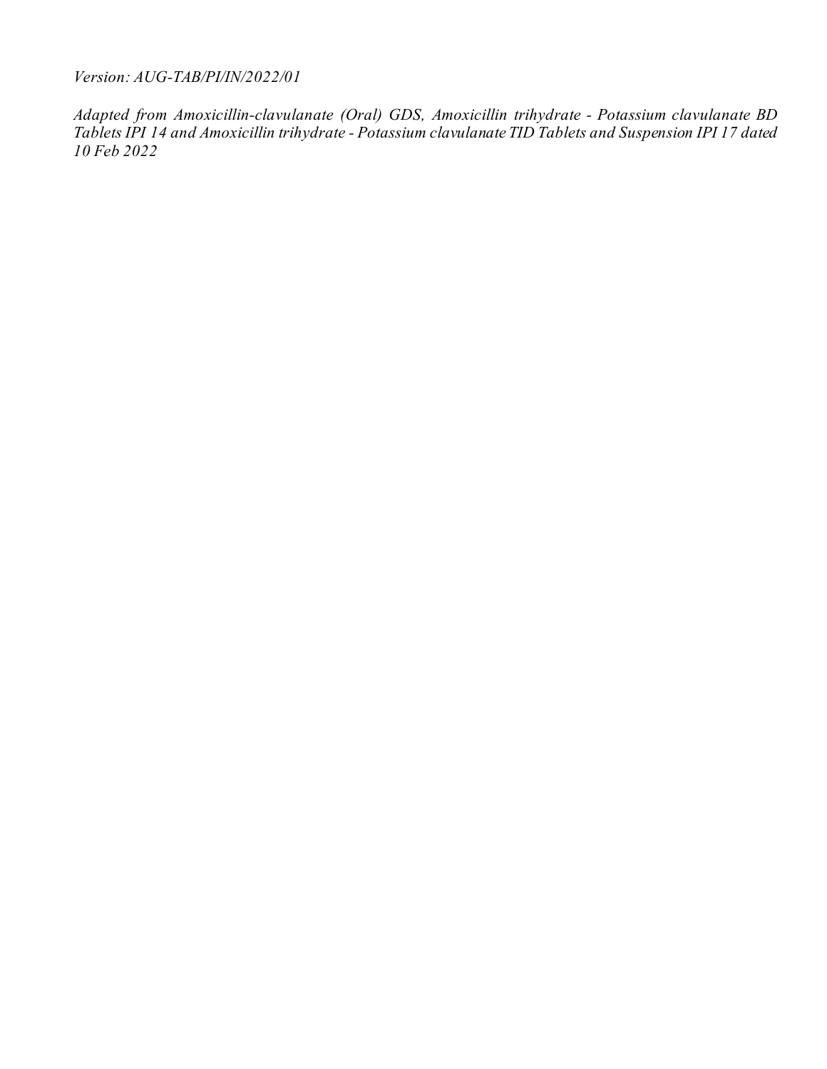*Version: AUG-TAB/PI/IN/2022/01*

*Adapted from Amoxicillin-clavulanate (Oral) GDS, Amoxicillin trihydrate - Potassium clavulanate BD Tablets IPI 14 and Amoxicillin trihydrate - Potassium clavulanate TID Tablets and Suspension IPI 17 dated 10 Feb 2022*